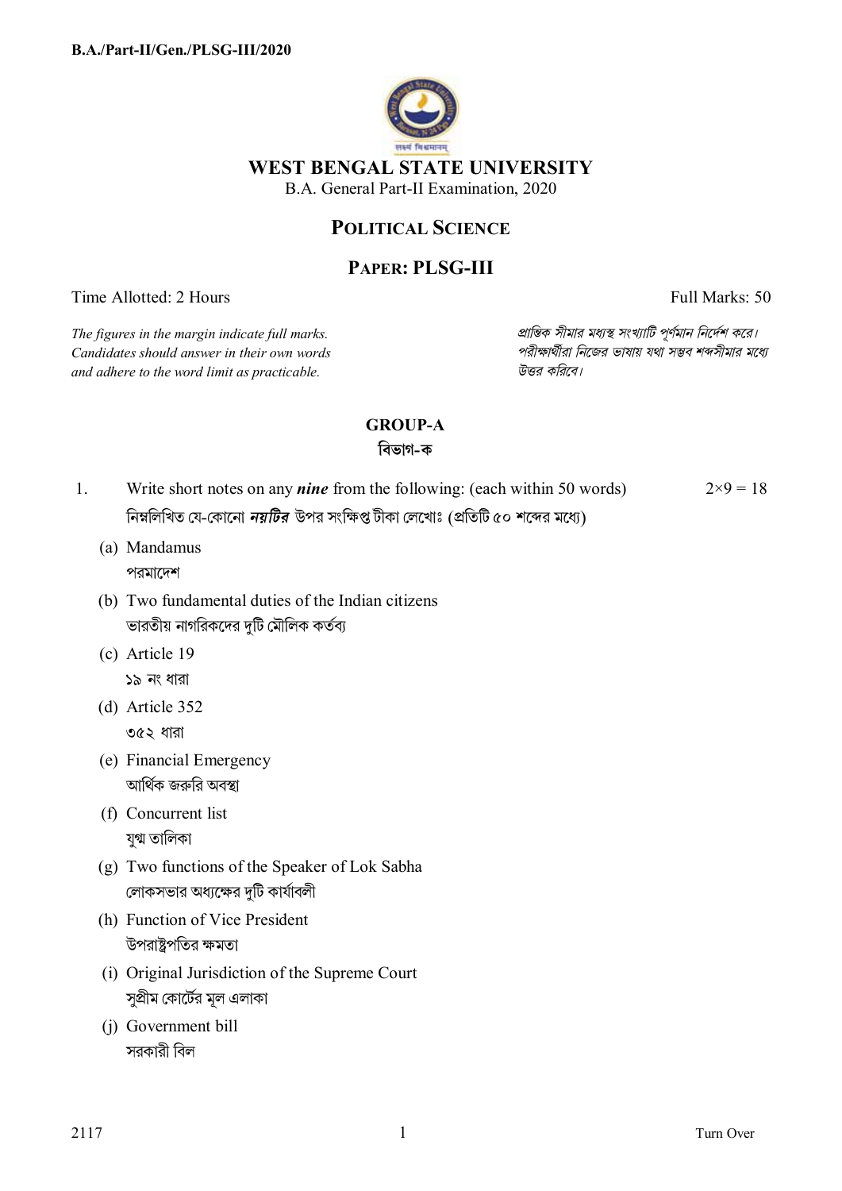# WEST BENGAL STATE UNIVERSITY

B.A. General Part-II Examination, 2020

## POLITICAL SCIENCE

## PAPER: PLSG-III

Time Allotted: 2 Hours | Full Marks: 50

*The figures in the margin indicate full marks. Candidates should answer in their own words and adhere to the word limit as practicable.*

*প্রান্তিক সীমার মধ্যস্থ সংখ্যাটি পূর্ণমান নির্দেশ করে। পরীক্ষার্থীরা নিজের ভাষায় যথা সম্ভব শব্দসীমার মধ্যে উত্তর করিবে।*

### GROUP-A
### বিভাগ-ক

1. Write short notes on any ***nine*** from the following: (each within 50 words) $2\times9 = 18$

   নিম্নলিখিত যে-কোনো ***নয়টির*** উপর সংক্ষিপ্ত টীকা লেখোঃ (প্রতিটি ৫০ শব্দের মধ্যে)

   (a) Mandamus
   পরমাদেশ

   (b) Two fundamental duties of the Indian citizens
   ভারতীয় নাগরিকদের দুটি মৌলিক কর্তব্য

   (c) Article 19
   ১৯ নং ধারা

   (d) Article 352
   ৩৫২ ধারা

   (e) Financial Emergency
   আর্থিক জরুরি অবস্থা

   (f) Concurrent list
   যুগ্ম তালিকা

   (g) Two functions of the Speaker of Lok Sabha
   লোকসভার অধ্যক্ষের দুটি কার্যাবলী

   (h) Function of Vice President
   উপরাষ্ট্রপতির ক্ষমতা

   (i) Original Jurisdiction of the Supreme Court
   সুপ্রীম কোর্টের মূল এলাকা

   (j) Government bill
   সরকারী বিল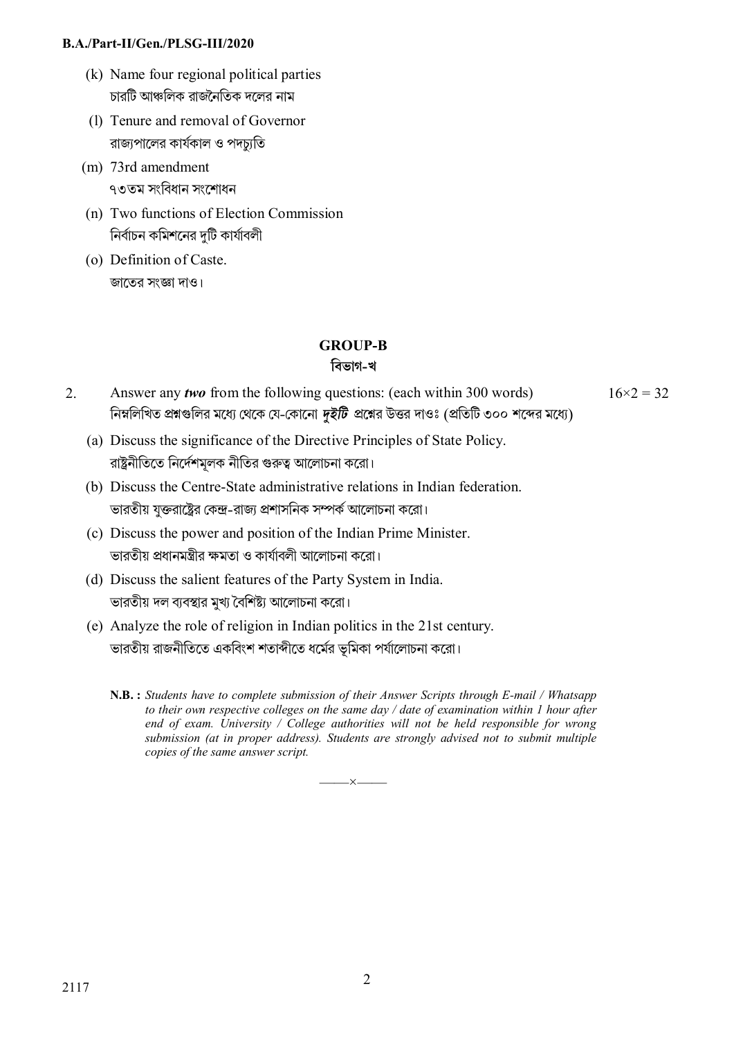(k) Name four regional political parties
চারটি আঞ্চলিক রাজনৈতিক দলের নাম

(l) Tenure and removal of Governor
রাজ্যপালের কার্যকাল ও পদচ্যুতি

(m) 73rd amendment
৭৩তম সংবিধান সংশোধন

(n) Two functions of Election Commission
নির্বাচন কমিশনের দুটি কার্যাবলী

(o) Definition of Caste.
জাতের সংজ্ঞা দাও।

## GROUP-B
## বিভাগ-খ

2. Answer any ***two*** from the following questions: (each within 300 words) $16 \times 2 = 32$
নিম্নলিখিত প্রশ্নগুলির মধ্যে থেকে যে-কোনো ***দুইটি*** প্রশ্নের উত্তর দাওঃ (প্রতিটি ৩০০ শব্দের মধ্যে)

(a) Discuss the significance of the Directive Principles of State Policy.
রাষ্ট্রনীতিতে নির্দেশমূলক নীতির গুরুত্ব আলোচনা করো।

(b) Discuss the Centre-State administrative relations in Indian federation.
ভারতীয় যুক্তরাষ্ট্রের কেন্দ্র-রাজ্য প্রশাসনিক সম্পর্ক আলোচনা করো।

(c) Discuss the power and position of the Indian Prime Minister.
ভারতীয় প্রধানমন্ত্রীর ক্ষমতা ও কার্যাবলী আলোচনা করো।

(d) Discuss the salient features of the Party System in India.
ভারতীয় দল ব্যবস্থার মুখ্য বৈশিষ্ট্য আলোচনা করো।

(e) Analyze the role of religion in Indian politics in the 21st century.
ভারতীয় রাজনীতিতে একবিংশ শতাব্দীতে ধর্মের ভূমিকা পর্যালোচনা করো।

**N.B. :** *Students have to complete submission of their Answer Scripts through E-mail / Whatsapp to their own respective colleges on the same day / date of examination within 1 hour after end of exam. University / College authorities will not be held responsible for wrong submission (at in proper address). Students are strongly advised not to submit multiple copies of the same answer script.*

——×——